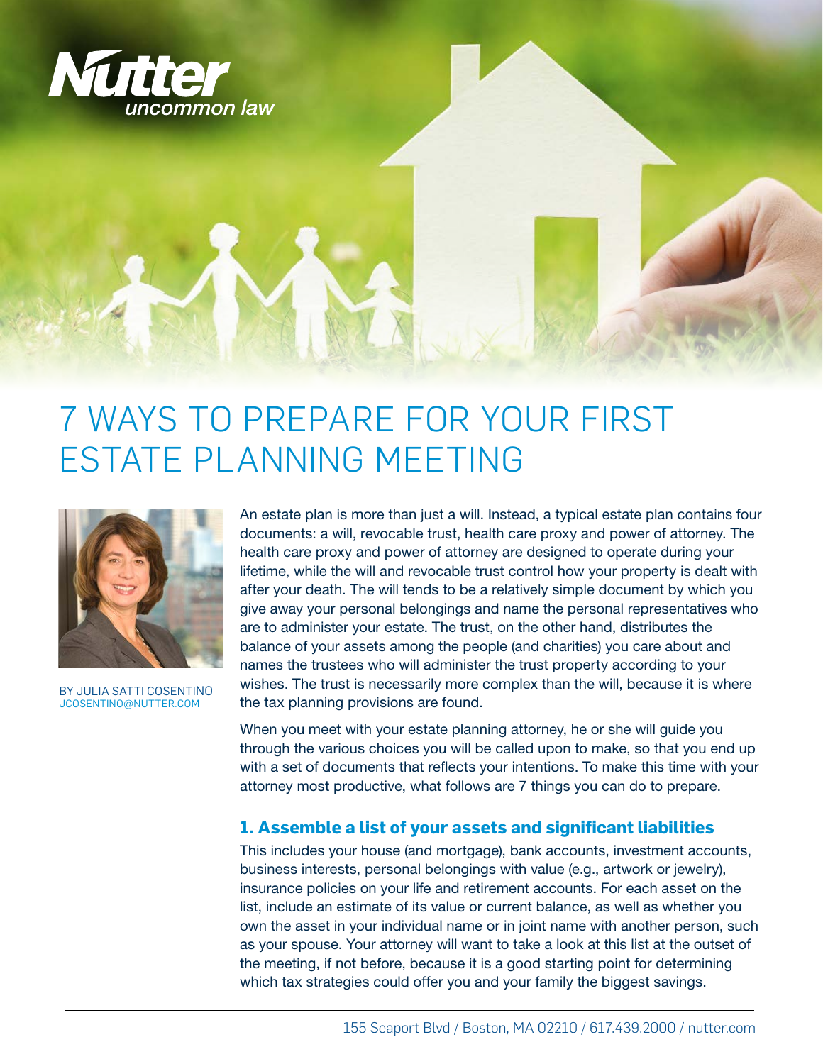# 7 WAYS TO PREPARE FOR YOUR FIRST ESTATE PLANNING MEETING

BY JULIA SATTI COSENTINO
JCOSENTINO@NUTTER.COM

An estate plan is more than just a will. Instead, a typical estate plan contains four documents: a will, revocable trust, health care proxy and power of attorney. The health care proxy and power of attorney are designed to operate during your lifetime, while the will and revocable trust control how your property is dealt with after your death. The will tends to be a relatively simple document by which you give away your personal belongings and name the personal representatives who are to administer your estate. The trust, on the other hand, distributes the balance of your assets among the people (and charities) you care about and names the trustees who will administer the trust property according to your wishes. The trust is necessarily more complex than the will, because it is where the tax planning provisions are found.

When you meet with your estate planning attorney, he or she will guide you through the various choices you will be called upon to make, so that you end up with a set of documents that reflects your intentions. To make this time with your attorney most productive, what follows are 7 things you can do to prepare.

### 1. Assemble a list of your assets and significant liabilities

This includes your house (and mortgage), bank accounts, investment accounts, business interests, personal belongings with value (e.g., artwork or jewelry), insurance policies on your life and retirement accounts. For each asset on the list, include an estimate of its value or current balance, as well as whether you own the asset in your individual name or in joint name with another person, such as your spouse. Your attorney will want to take a look at this list at the outset of the meeting, if not before, because it is a good starting point for determining which tax strategies could offer you and your family the biggest savings.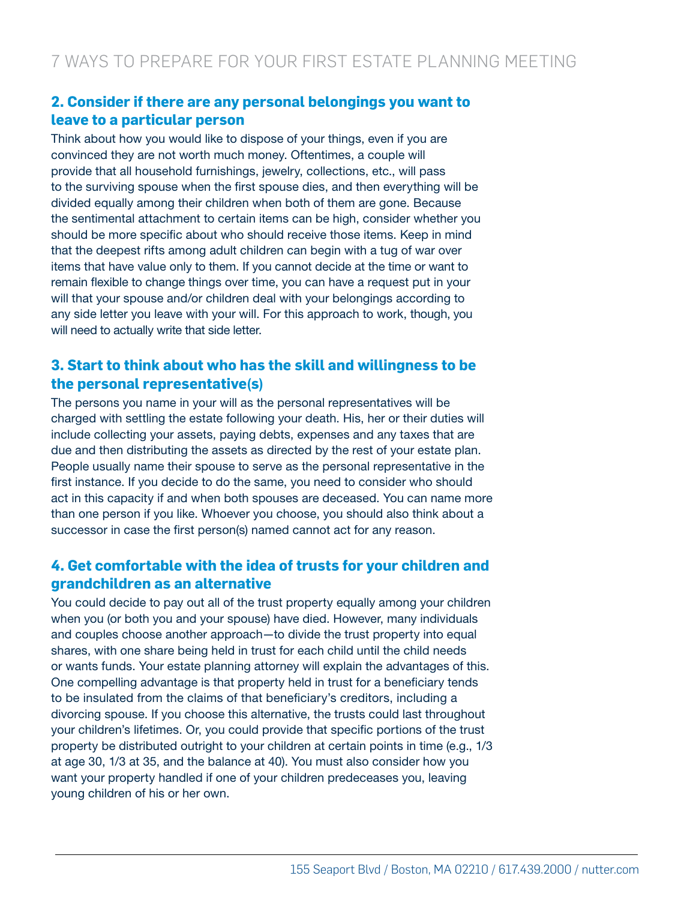## 2. Consider if there are any personal belongings you want to leave to a particular person

Think about how you would like to dispose of your things, even if you are convinced they are not worth much money. Oftentimes, a couple will provide that all household furnishings, jewelry, collections, etc., will pass to the surviving spouse when the first spouse dies, and then everything will be divided equally among their children when both of them are gone. Because the sentimental attachment to certain items can be high, consider whether you should be more specific about who should receive those items. Keep in mind that the deepest rifts among adult children can begin with a tug of war over items that have value only to them. If you cannot decide at the time or want to remain flexible to change things over time, you can have a request put in your will that your spouse and/or children deal with your belongings according to any side letter you leave with your will. For this approach to work, though, you will need to actually write that side letter.

## 3. Start to think about who has the skill and willingness to be the personal representative(s)

The persons you name in your will as the personal representatives will be charged with settling the estate following your death. His, her or their duties will include collecting your assets, paying debts, expenses and any taxes that are due and then distributing the assets as directed by the rest of your estate plan. People usually name their spouse to serve as the personal representative in the first instance. If you decide to do the same, you need to consider who should act in this capacity if and when both spouses are deceased. You can name more than one person if you like. Whoever you choose, you should also think about a successor in case the first person(s) named cannot act for any reason.

## 4. Get comfortable with the idea of trusts for your children and grandchildren as an alternative

You could decide to pay out all of the trust property equally among your children when you (or both you and your spouse) have died. However, many individuals and couples choose another approach—to divide the trust property into equal shares, with one share being held in trust for each child until the child needs or wants funds. Your estate planning attorney will explain the advantages of this. One compelling advantage is that property held in trust for a beneficiary tends to be insulated from the claims of that beneficiary's creditors, including a divorcing spouse. If you choose this alternative, the trusts could last throughout your children's lifetimes. Or, you could provide that specific portions of the trust property be distributed outright to your children at certain points in time (e.g., 1/3 at age 30, 1/3 at 35, and the balance at 40). You must also consider how you want your property handled if one of your children predeceases you, leaving young children of his or her own.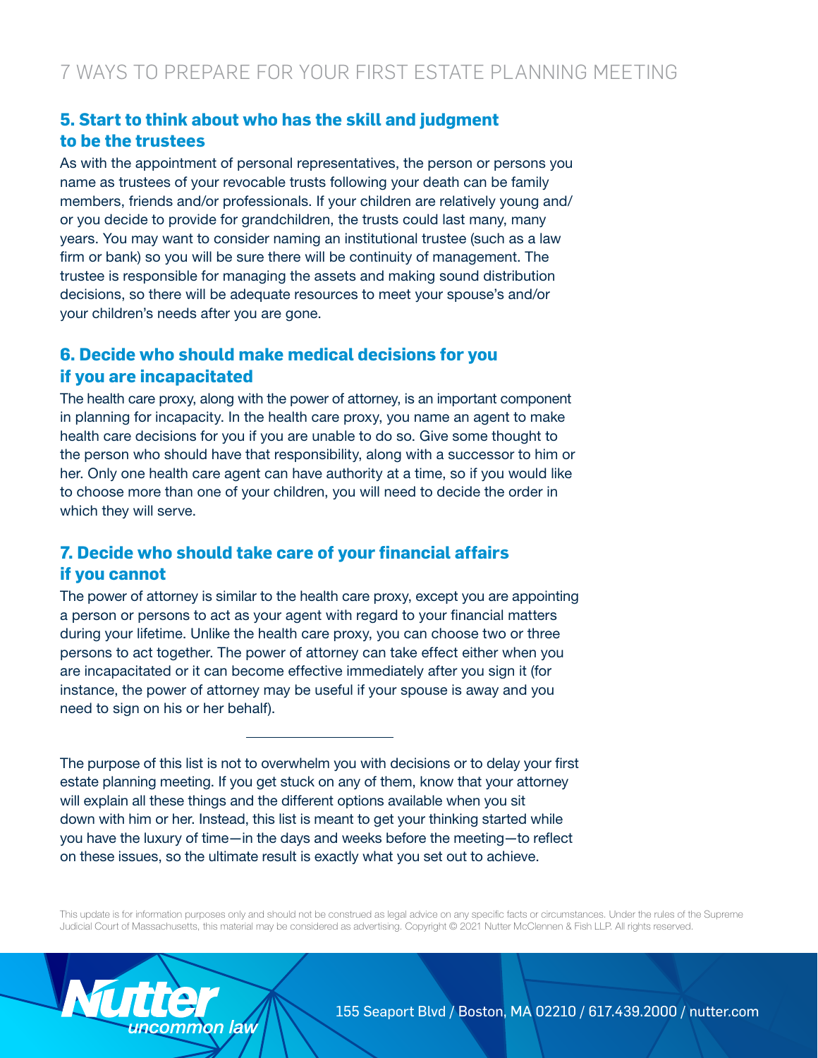## 5. Start to think about who has the skill and judgment to be the trustees

As with the appointment of personal representatives, the person or persons you name as trustees of your revocable trusts following your death can be family members, friends and/or professionals. If your children are relatively young and/or you decide to provide for grandchildren, the trusts could last many, many years. You may want to consider naming an institutional trustee (such as a law firm or bank) so you will be sure there will be continuity of management. The trustee is responsible for managing the assets and making sound distribution decisions, so there will be adequate resources to meet your spouse's and/or your children's needs after you are gone.

## 6. Decide who should make medical decisions for you if you are incapacitated

The health care proxy, along with the power of attorney, is an important component in planning for incapacity. In the health care proxy, you name an agent to make health care decisions for you if you are unable to do so. Give some thought to the person who should have that responsibility, along with a successor to him or her. Only one health care agent can have authority at a time, so if you would like to choose more than one of your children, you will need to decide the order in which they will serve.

## 7. Decide who should take care of your financial affairs if you cannot

The power of attorney is similar to the health care proxy, except you are appointing a person or persons to act as your agent with regard to your financial matters during your lifetime. Unlike the health care proxy, you can choose two or three persons to act together. The power of attorney can take effect either when you are incapacitated or it can become effective immediately after you sign it (for instance, the power of attorney may be useful if your spouse is away and you need to sign on his or her behalf).

---

The purpose of this list is not to overwhelm you with decisions or to delay your first estate planning meeting. If you get stuck on any of them, know that your attorney will explain all these things and the different options available when you sit down with him or her. Instead, this list is meant to get your thinking started while you have the luxury of time—in the days and weeks before the meeting—to reflect on these issues, so the ultimate result is exactly what you set out to achieve.

This update is for information purposes only and should not be construed as legal advice on any specific facts or circumstances. Under the rules of the Supreme Judicial Court of Massachusetts, this material may be considered as advertising. Copyright © 2021 Nutter McClennen & Fish LLP. All rights reserved.

Nutter uncommon law

155 Seaport Blvd / Boston, MA 02210 / 617.439.2000 / nutter.com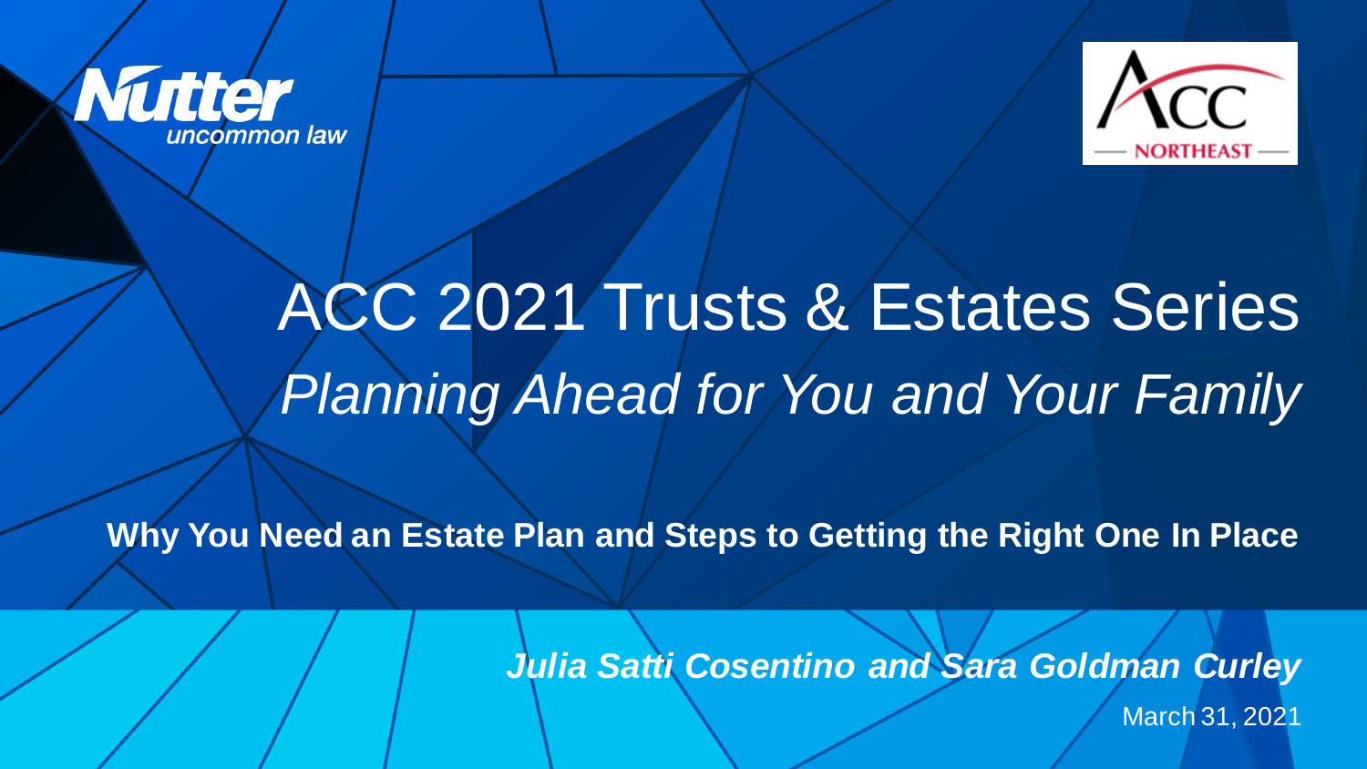Nutter
uncommon law

ACC NORTHEAST

# ACC 2021 Trusts & Estates Series
## *Planning Ahead for You and Your Family*

**Why You Need an Estate Plan and Steps to Getting the Right One In Place**

***Julia Satti Cosentino and Sara Goldman Curley***

March 31, 2021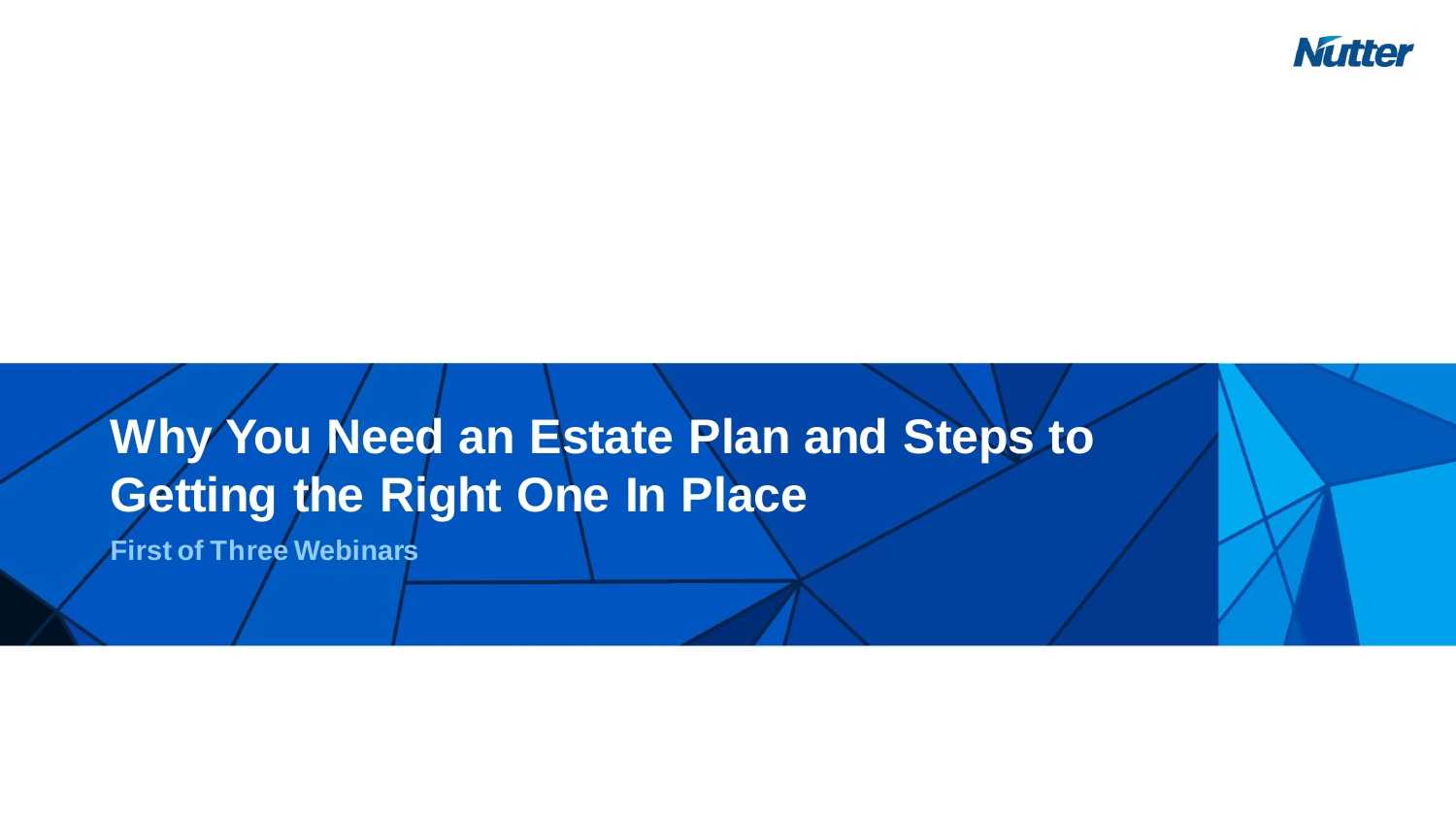# Why You Need an Estate Plan and Steps to Getting the Right One In Place

**First of Three Webinars**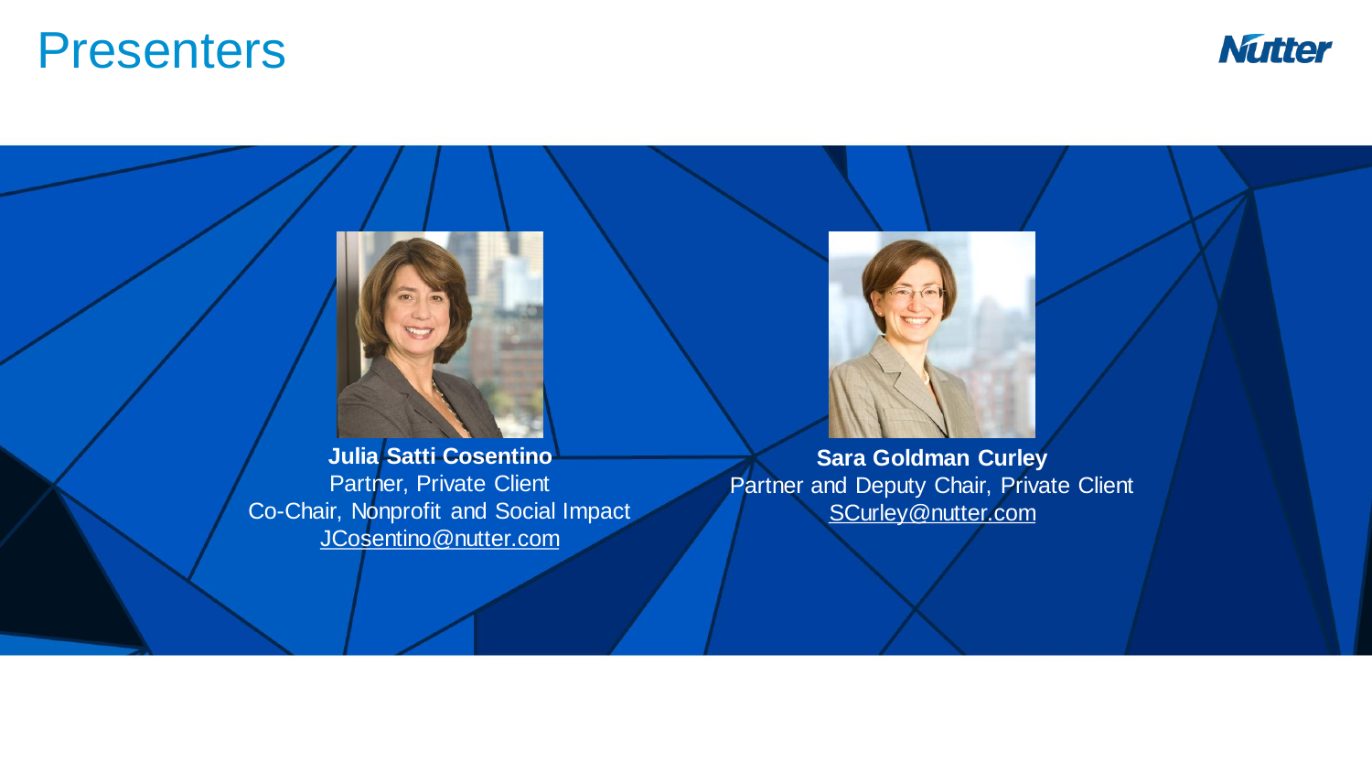# Presenters

**Julia Satti Cosentino**
Partner, Private Client
Co-Chair, Nonprofit and Social Impact
JCosentino@nutter.com

**Sara Goldman Curley**
Partner and Deputy Chair, Private Client
SCurley@nutter.com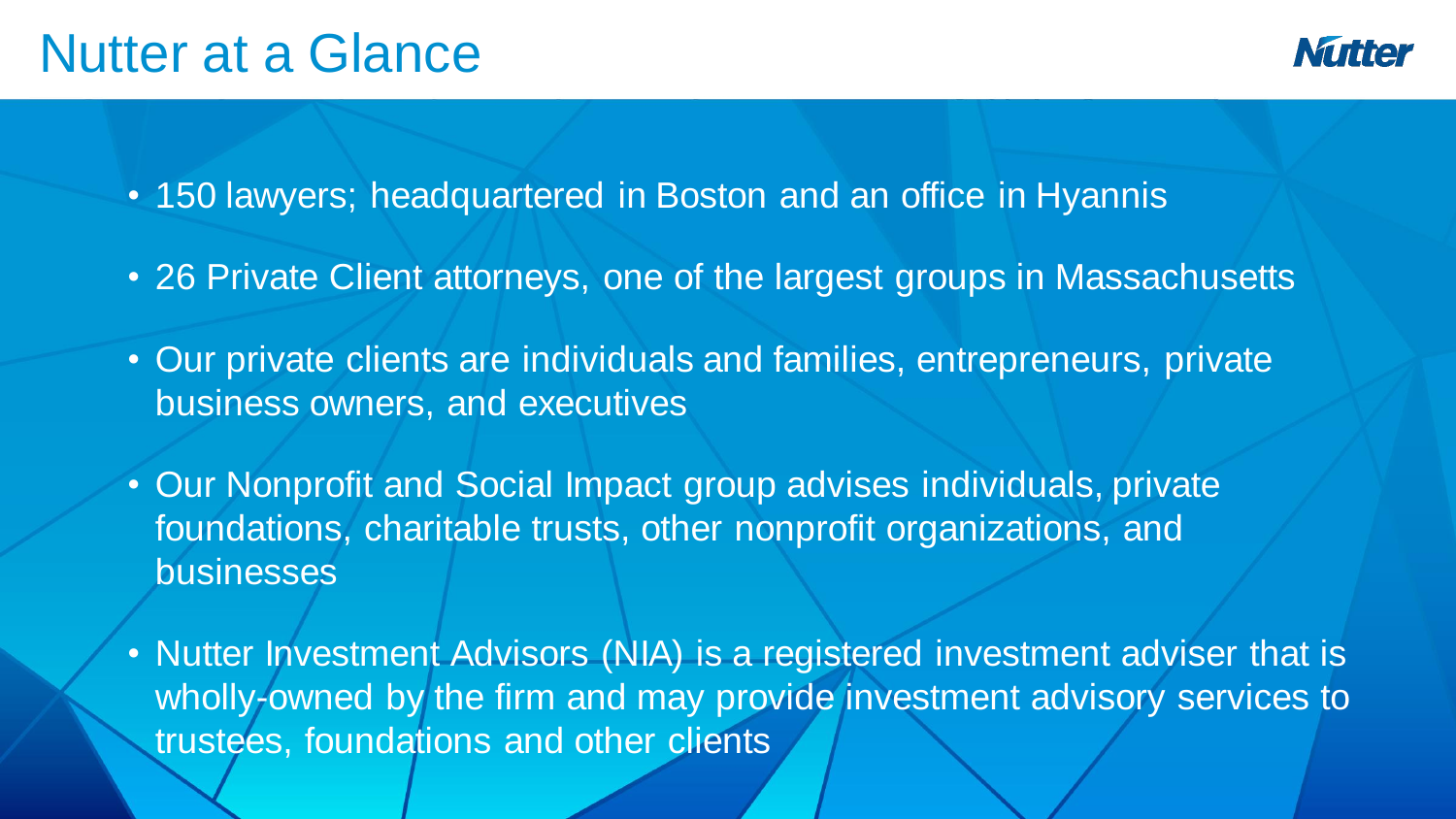# Nutter at a Glance

- 150 lawyers; headquartered in Boston and an office in Hyannis
- 26 Private Client attorneys, one of the largest groups in Massachusetts
- Our private clients are individuals and families, entrepreneurs, private business owners, and executives
- Our Nonprofit and Social Impact group advises individuals, private foundations, charitable trusts, other nonprofit organizations, and businesses
- Nutter Investment Advisors (NIA) is a registered investment adviser that is wholly-owned by the firm and may provide investment advisory services to trustees, foundations and other clients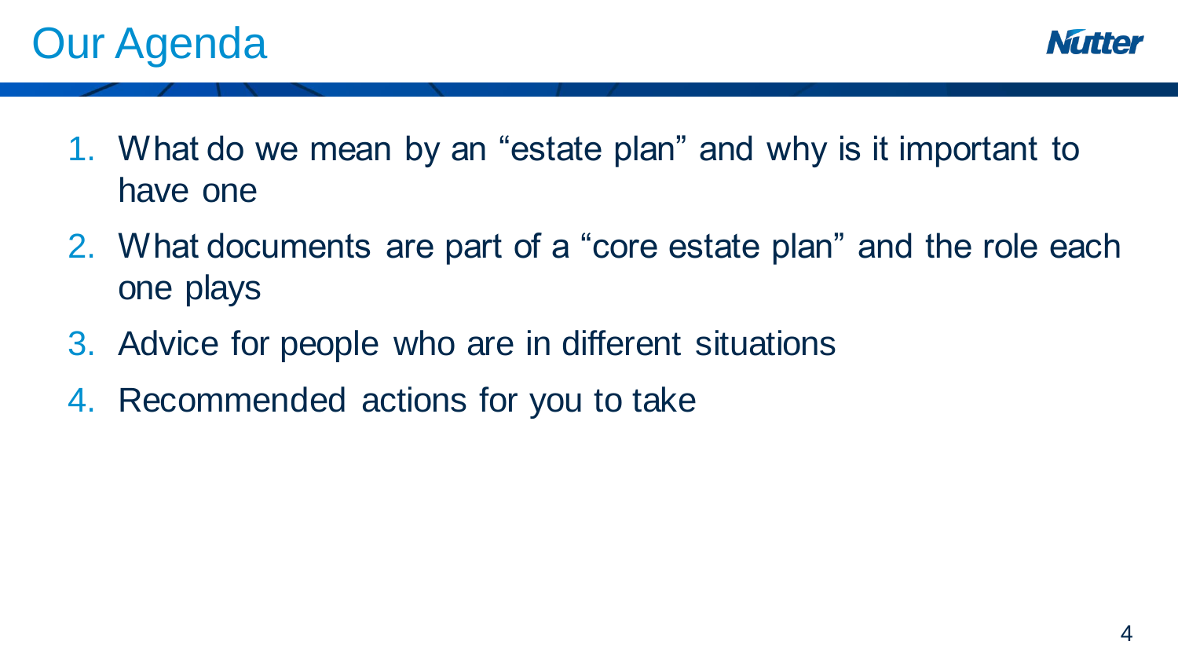# Our Agenda

1. What do we mean by an "estate plan" and why is it important to have one
2. What documents are part of a "core estate plan" and the role each one plays
3. Advice for people who are in different situations
4. Recommended actions for you to take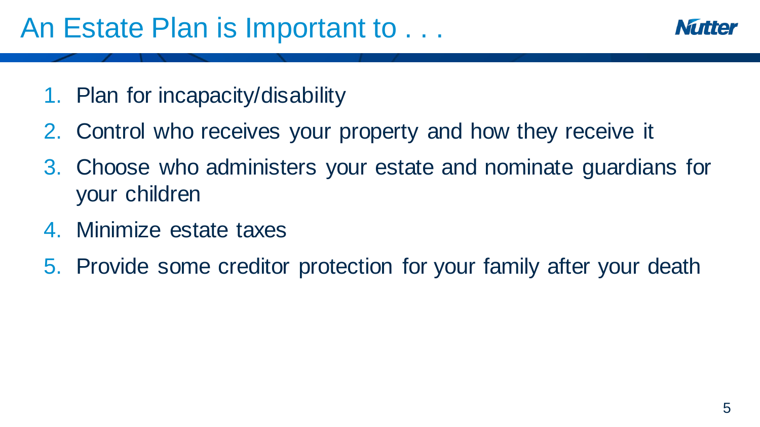# An Estate Plan is Important to . . .

1. Plan for incapacity/disability
2. Control who receives your property and how they receive it
3. Choose who administers your estate and nominate guardians for your children
4. Minimize estate taxes
5. Provide some creditor protection for your family after your death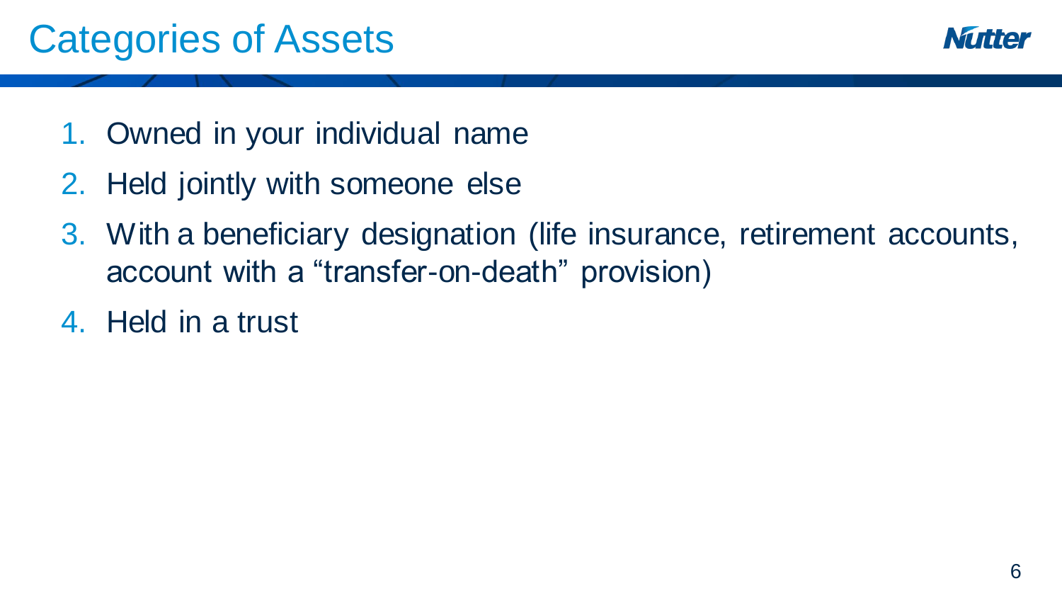# Categories of Assets

1. Owned in your individual name
2. Held jointly with someone else
3. With a beneficiary designation (life insurance, retirement accounts, account with a "transfer-on-death" provision)
4. Held in a trust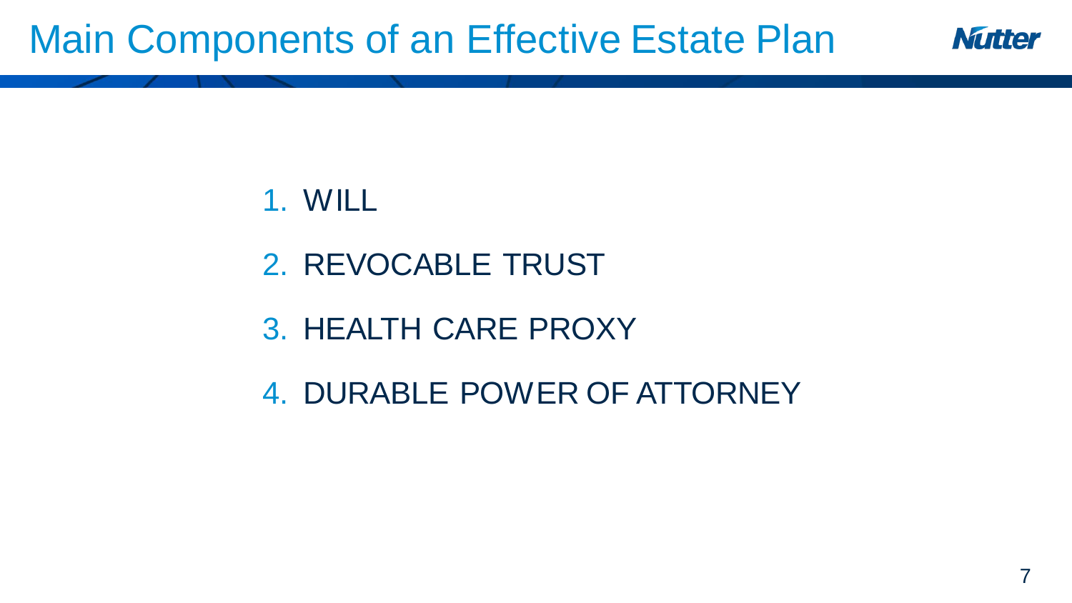# Main Components of an Effective Estate Plan

1. WILL
2. REVOCABLE TRUST
3. HEALTH CARE PROXY
4. DURABLE POWER OF ATTORNEY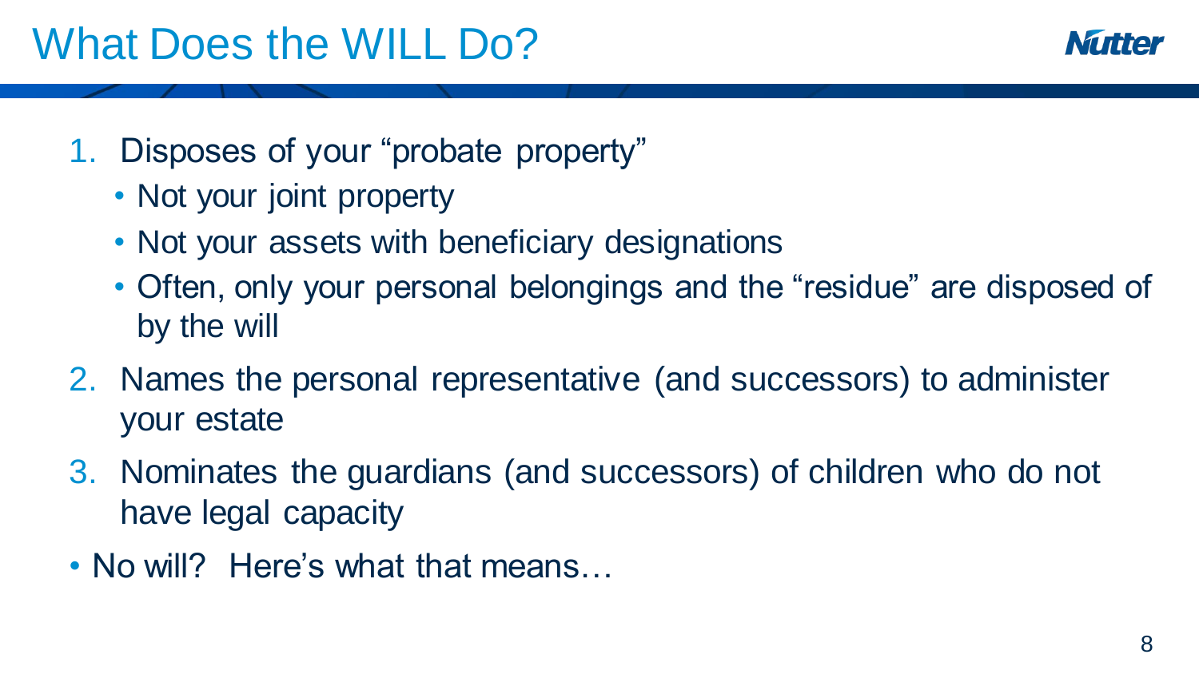# What Does the WILL Do?

1. Disposes of your "probate property"
   - Not your joint property
   - Not your assets with beneficiary designations
   - Often, only your personal belongings and the "residue" are disposed of by the will
2. Names the personal representative (and successors) to administer your estate
3. Nominates the guardians (and successors) of children who do not have legal capacity

- No will? Here's what that means…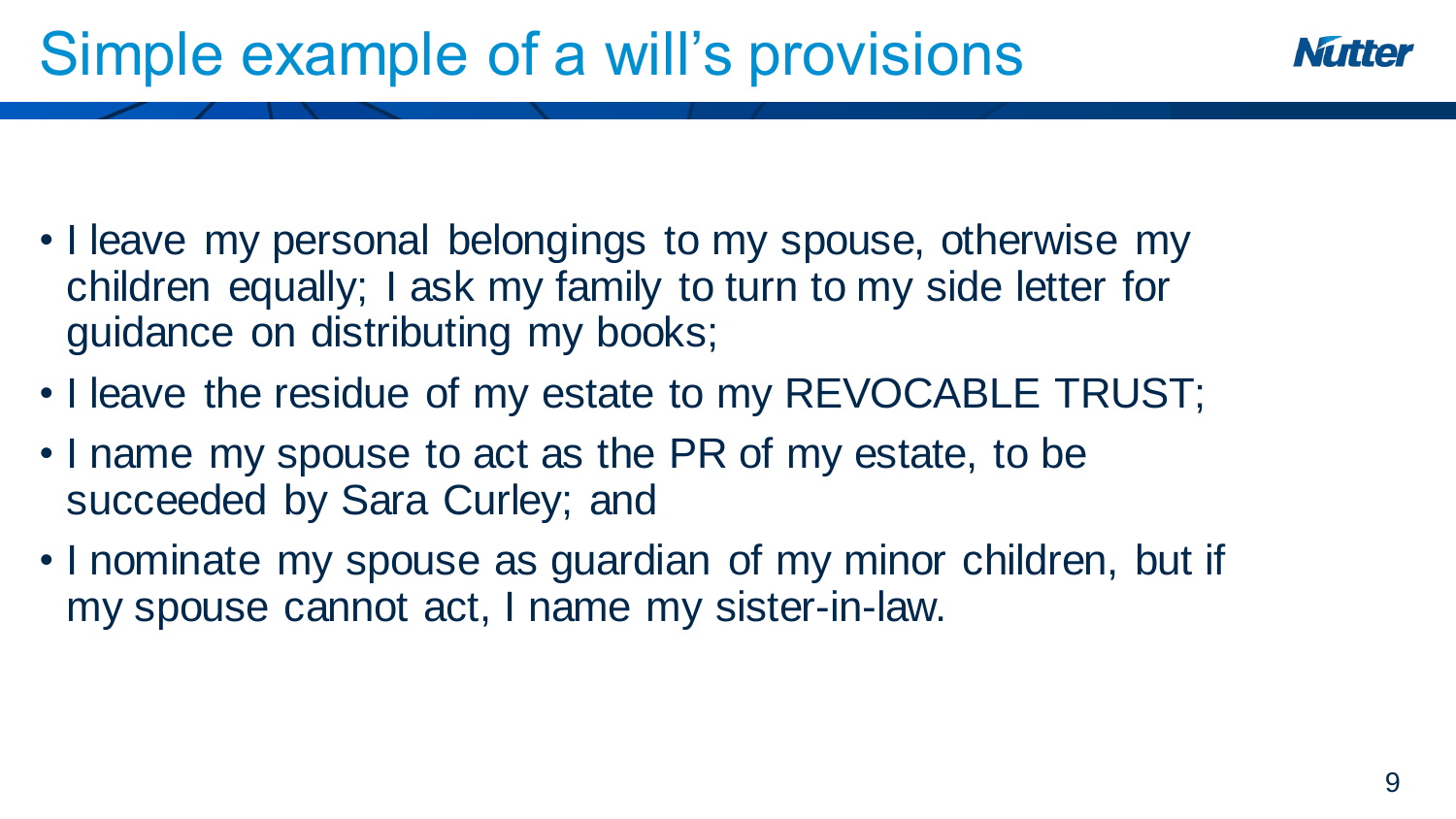# Simple example of a will's provisions

- I leave my personal belongings to my spouse, otherwise my children equally; I ask my family to turn to my side letter for guidance on distributing my books;
- I leave the residue of my estate to my REVOCABLE TRUST;
- I name my spouse to act as the PR of my estate, to be succeeded by Sara Curley; and
- I nominate my spouse as guardian of my minor children, but if my spouse cannot act, I name my sister-in-law.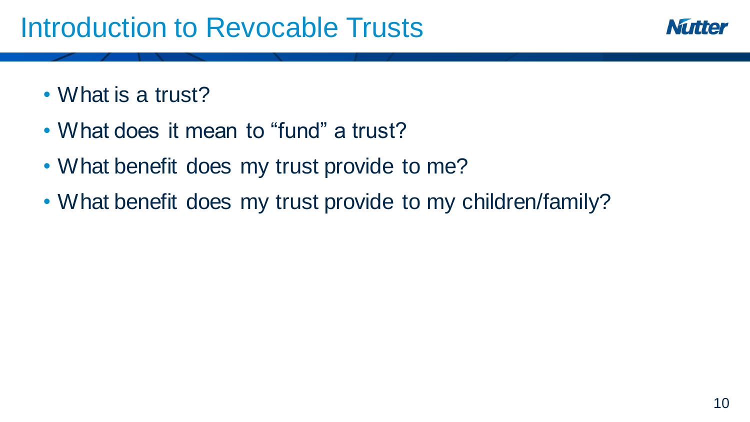# Introduction to Revocable Trusts

- What is a trust?
- What does it mean to “fund” a trust?
- What benefit does my trust provide to me?
- What benefit does my trust provide to my children/family?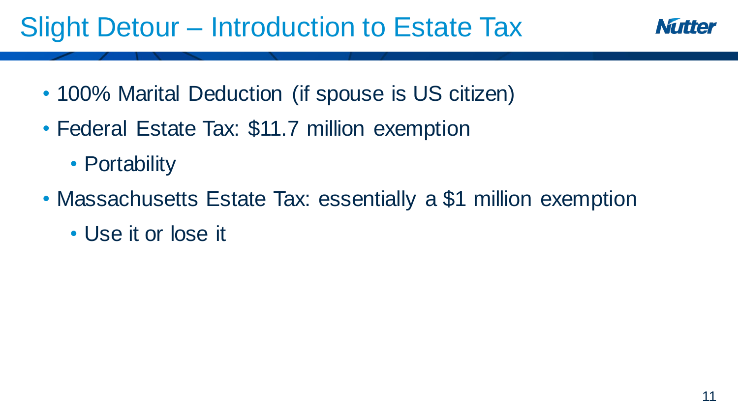# Slight Detour – Introduction to Estate Tax

- 100% Marital Deduction (if spouse is US citizen)
- Federal Estate Tax: $11.7 million exemption
  - Portability
- Massachusetts Estate Tax: essentially a $1 million exemption
  - Use it or lose it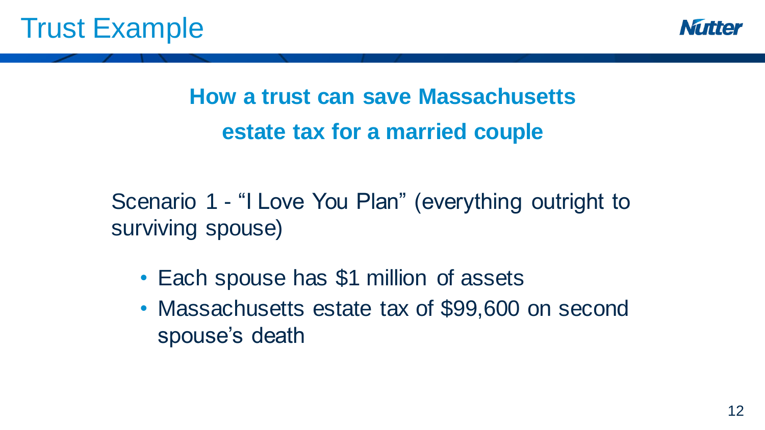# Trust Example

## How a trust can save Massachusetts estate tax for a married couple

Scenario 1 - "I Love You Plan" (everything outright to surviving spouse)

- Each spouse has $1 million of assets
- Massachusetts estate tax of $99,600 on second spouse's death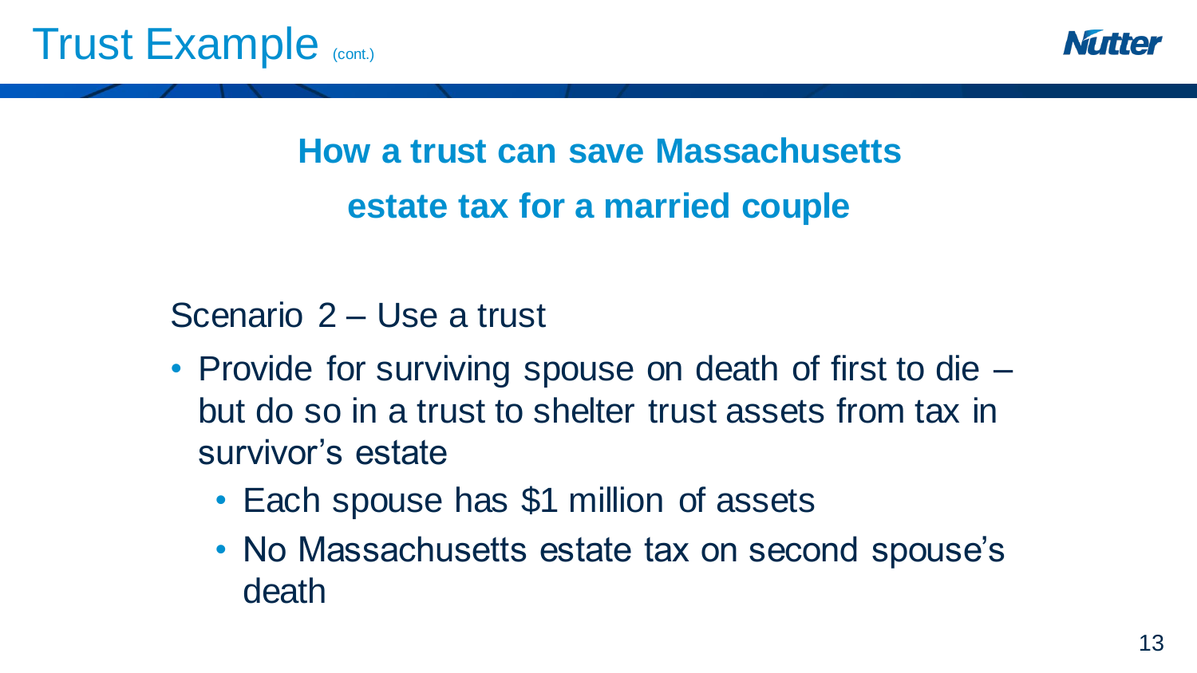# Trust Example (cont.)

## How a trust can save Massachusetts estate tax for a married couple

Scenario 2 – Use a trust

- Provide for surviving spouse on death of first to die – but do so in a trust to shelter trust assets from tax in survivor's estate
  - Each spouse has $1 million of assets
  - No Massachusetts estate tax on second spouse's death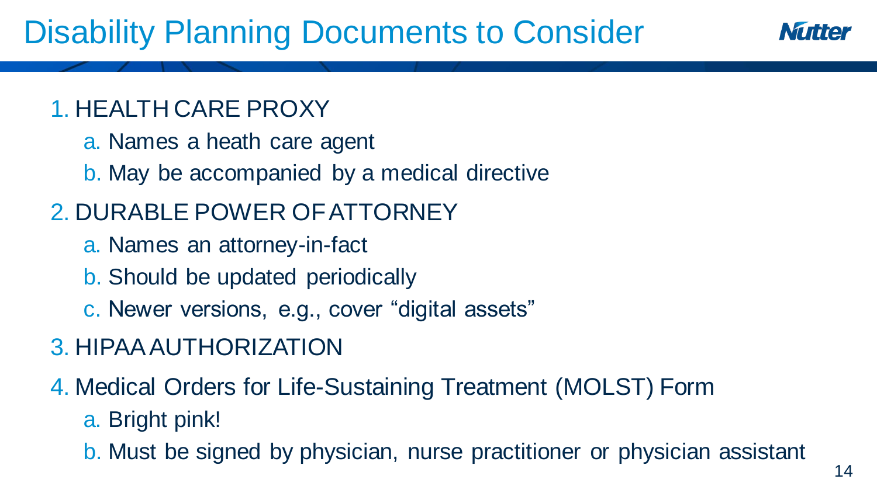# Disability Planning Documents to Consider

1. HEALTH CARE PROXY
   a. Names a heath care agent
   b. May be accompanied by a medical directive
2. DURABLE POWER OF ATTORNEY
   a. Names an attorney-in-fact
   b. Should be updated periodically
   c. Newer versions, e.g., cover "digital assets"
3. HIPAA AUTHORIZATION
4. Medical Orders for Life-Sustaining Treatment (MOLST) Form
   a. Bright pink!
   b. Must be signed by physician, nurse practitioner or physician assistant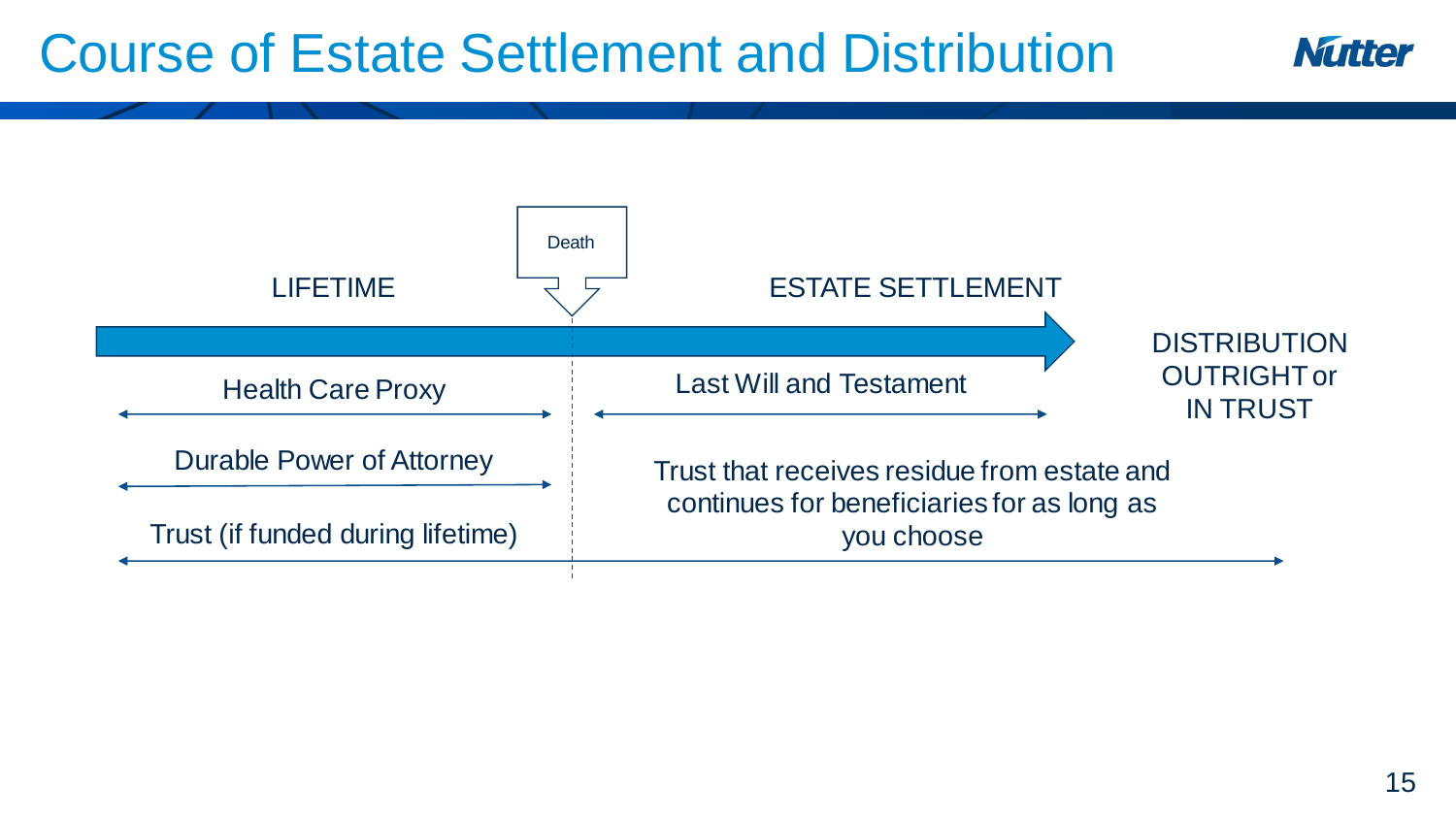# Course of Estate Settlement and Distribution

Death

LIFETIME

ESTATE SETTLEMENT

DISTRIBUTION OUTRIGHT or IN TRUST

Health Care Proxy

Durable Power of Attorney

Trust (if funded during lifetime)

Last Will and Testament

Trust that receives residue from estate and continues for beneficiaries for as long as you choose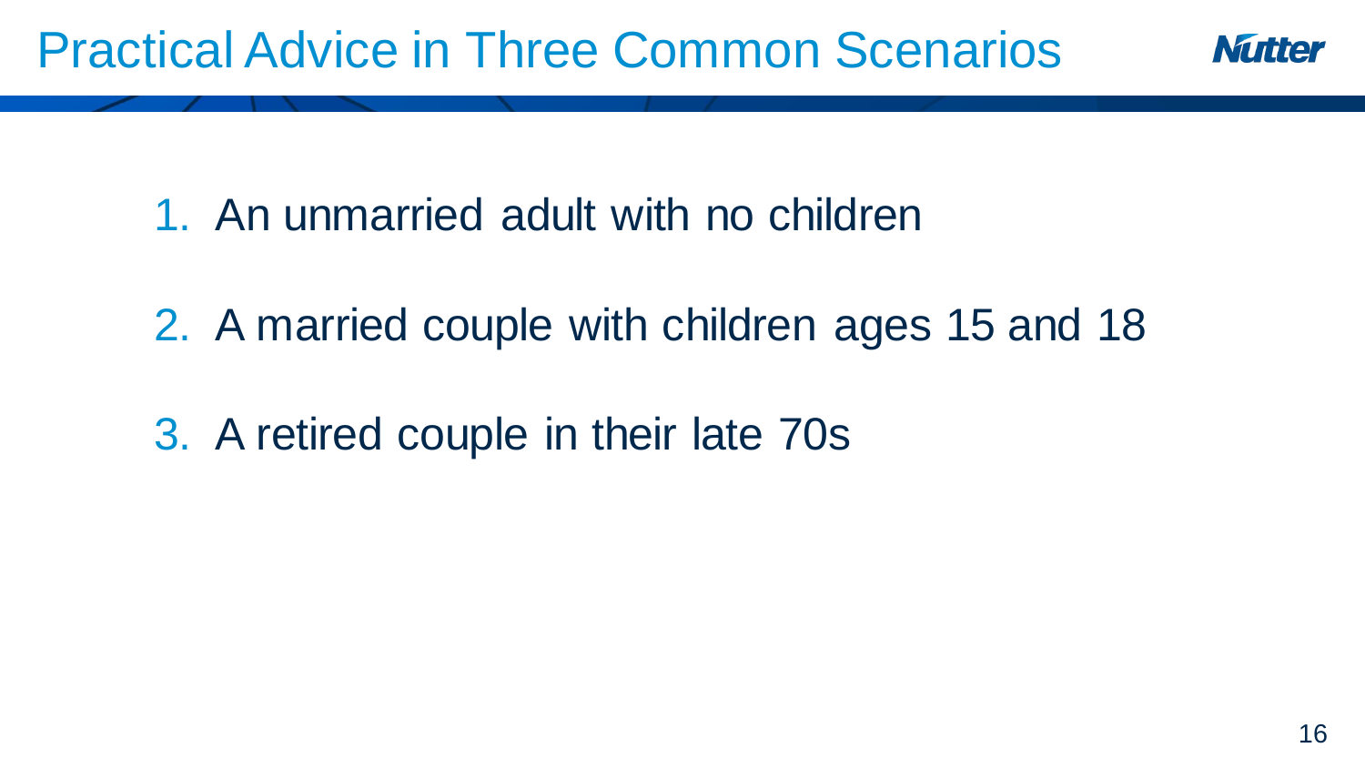# Practical Advice in Three Common Scenarios

1. An unmarried adult with no children
2. A married couple with children ages 15 and 18
3. A retired couple in their late 70s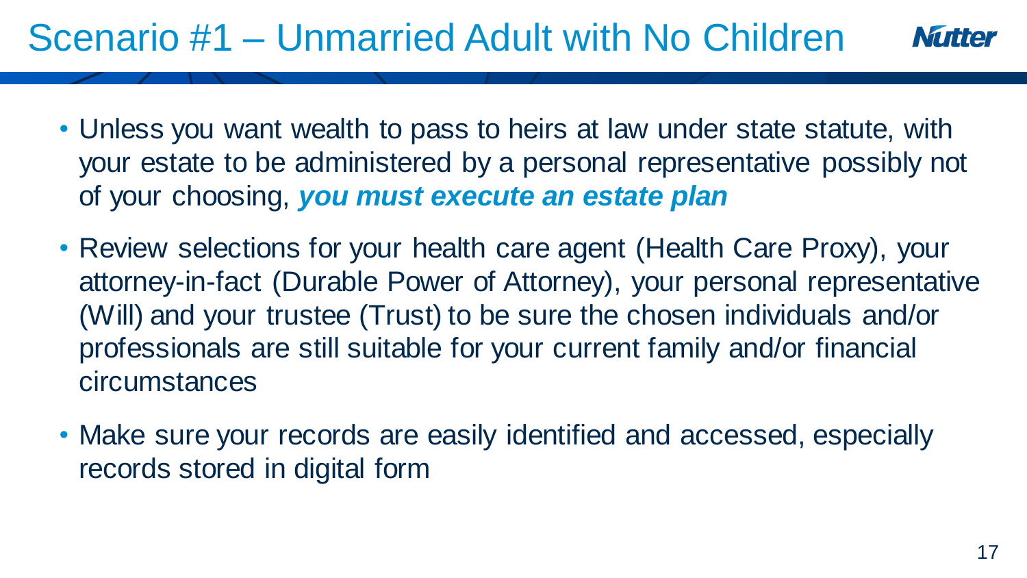# Scenario #1 – Unmarried Adult with No Children

- Unless you want wealth to pass to heirs at law under state statute, with your estate to be administered by a personal representative possibly not of your choosing, ***you must execute an estate plan***
- Review selections for your health care agent (Health Care Proxy), your attorney-in-fact (Durable Power of Attorney), your personal representative (Will) and your trustee (Trust) to be sure the chosen individuals and/or professionals are still suitable for your current family and/or financial circumstances
- Make sure your records are easily identified and accessed, especially records stored in digital form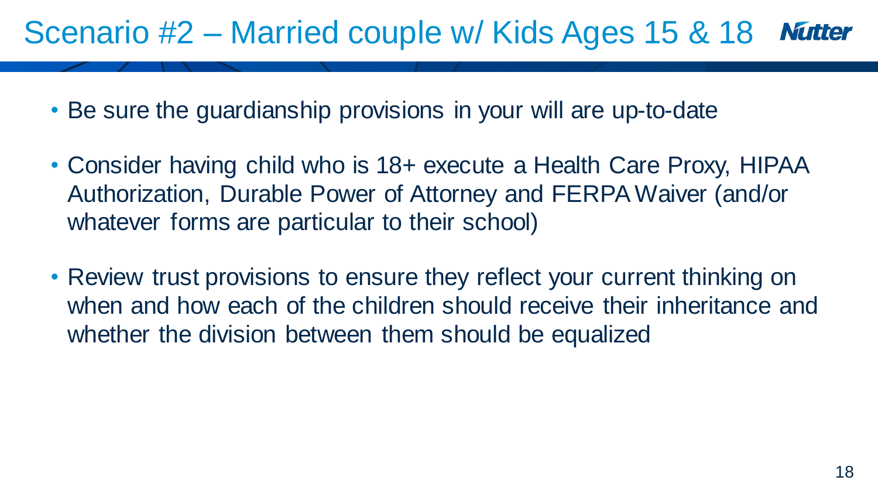# Scenario #2 – Married couple w/ Kids Ages 15 & 18

- Be sure the guardianship provisions in your will are up-to-date
- Consider having child who is 18+ execute a Health Care Proxy, HIPAA Authorization, Durable Power of Attorney and FERPA Waiver (and/or whatever forms are particular to their school)
- Review trust provisions to ensure they reflect your current thinking on when and how each of the children should receive their inheritance and whether the division between them should be equalized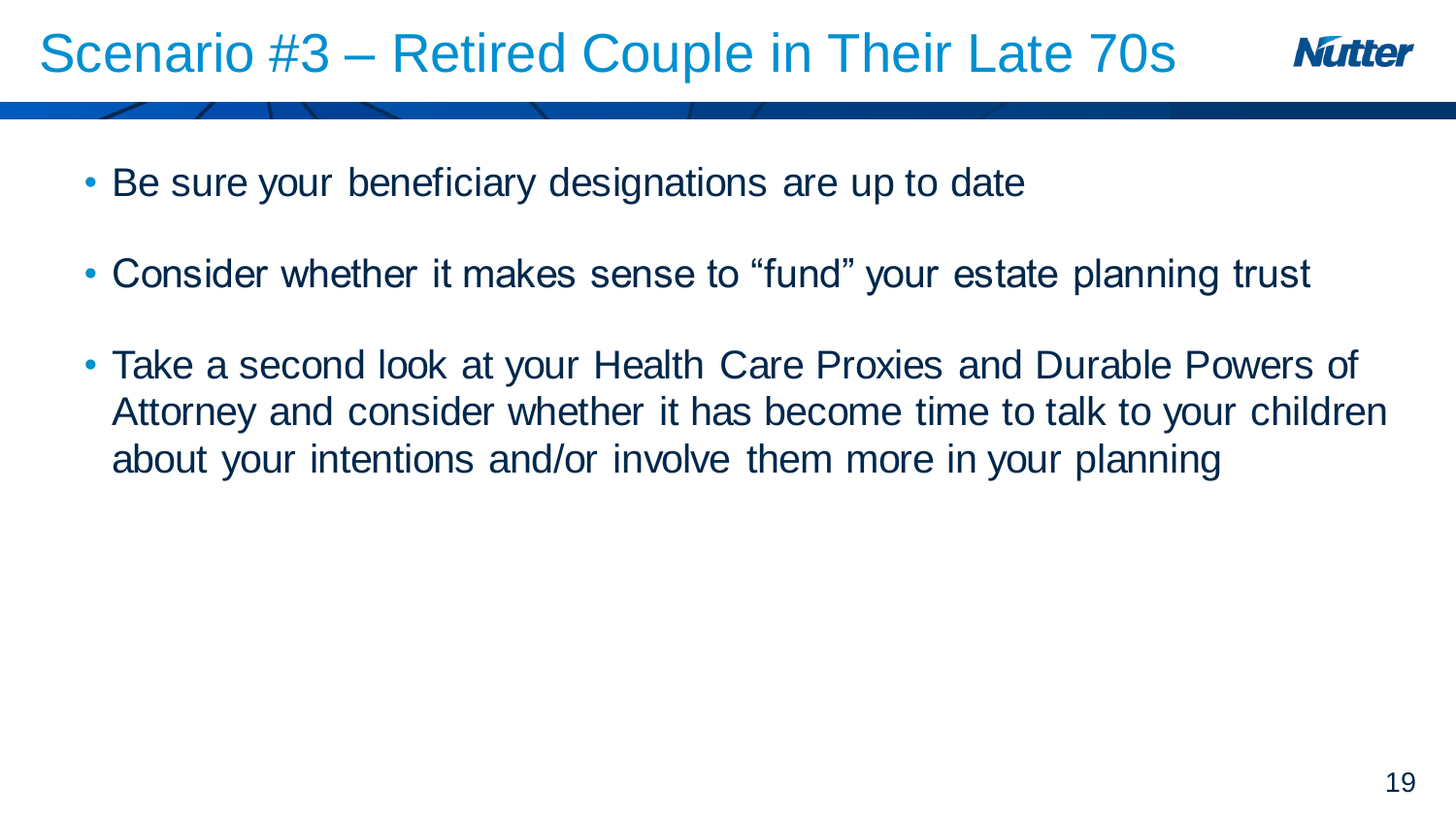# Scenario #3 – Retired Couple in Their Late 70s

- Be sure your beneficiary designations are up to date
- Consider whether it makes sense to "fund" your estate planning trust
- Take a second look at your Health Care Proxies and Durable Powers of Attorney and consider whether it has become time to talk to your children about your intentions and/or involve them more in your planning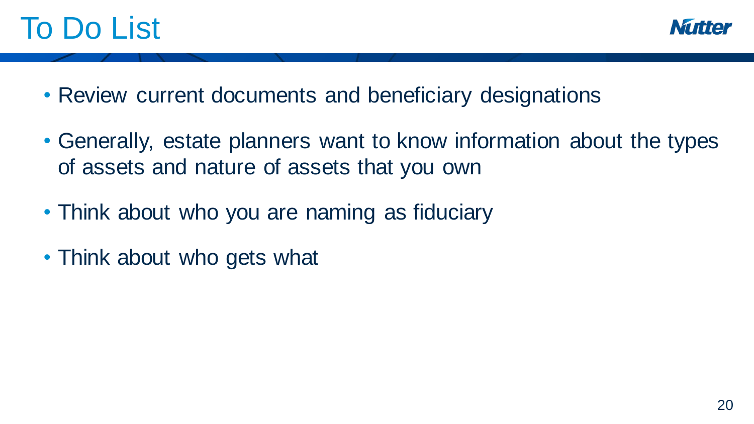# To Do List

- Review current documents and beneficiary designations
- Generally, estate planners want to know information about the types of assets and nature of assets that you own
- Think about who you are naming as fiduciary
- Think about who gets what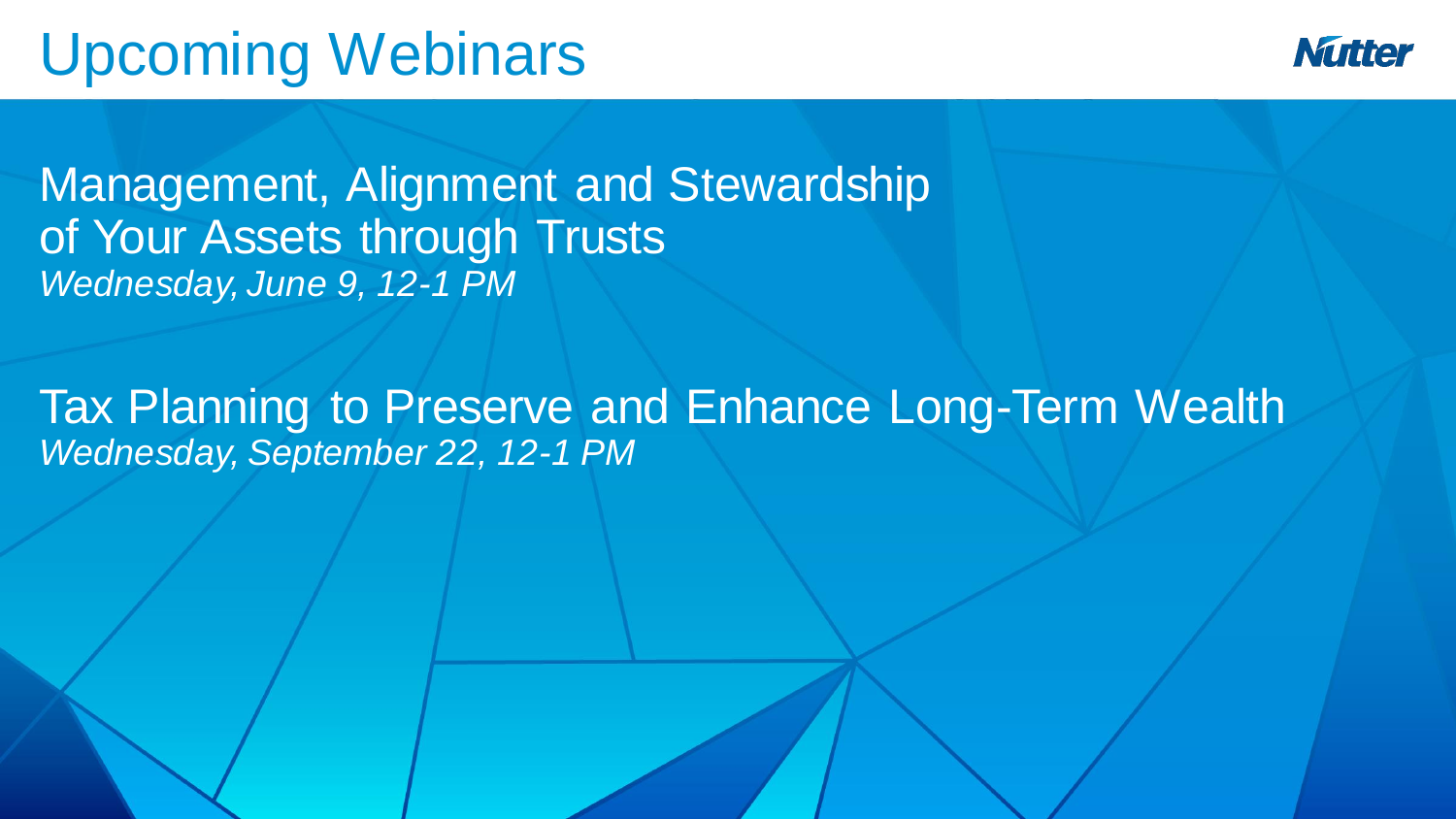# Upcoming Webinars

Management, Alignment and Stewardship of Your Assets through Trusts
*Wednesday, June 9, 12-1 PM*

Tax Planning to Preserve and Enhance Long-Term Wealth
*Wednesday, September 22, 12-1 PM*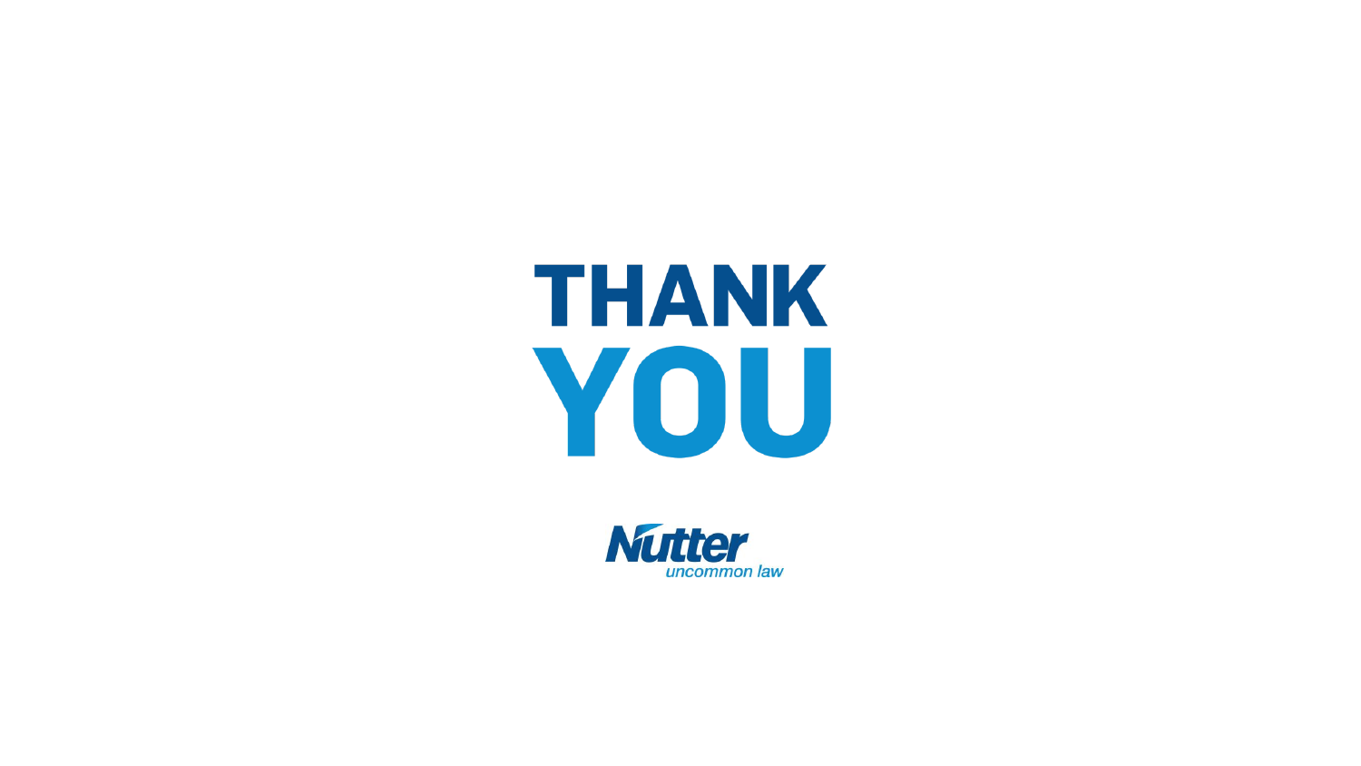# THANK YOU

Nutter

*uncommon law*